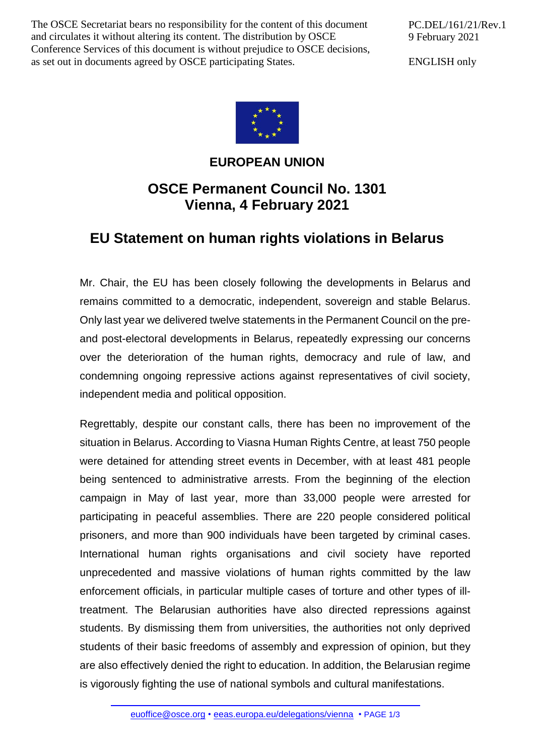The OSCE Secretariat bears no responsibility for the content of this document and circulates it without altering its content. The distribution by OSCE Conference Services of this document is without prejudice to OSCE decisions, as set out in documents agreed by OSCE participating States.

PC.DEL/161/21/Rev.1
9 February 2021

ENGLISH only

**EUROPEAN UNION**

## OSCE Permanent Council No. 1301
## Vienna, 4 February 2021

# EU Statement on human rights violations in Belarus

Mr. Chair, the EU has been closely following the developments in Belarus and remains committed to a democratic, independent, sovereign and stable Belarus. Only last year we delivered twelve statements in the Permanent Council on the pre- and post-electoral developments in Belarus, repeatedly expressing our concerns over the deterioration of the human rights, democracy and rule of law, and condemning ongoing repressive actions against representatives of civil society, independent media and political opposition.

Regrettably, despite our constant calls, there has been no improvement of the situation in Belarus. According to Viasna Human Rights Centre, at least 750 people were detained for attending street events in December, with at least 481 people being sentenced to administrative arrests. From the beginning of the election campaign in May of last year, more than 33,000 people were arrested for participating in peaceful assemblies. There are 220 people considered political prisoners, and more than 900 individuals have been targeted by criminal cases. International human rights organisations and civil society have reported unprecedented and massive violations of human rights committed by the law enforcement officials, in particular multiple cases of torture and other types of ill-treatment. The Belarusian authorities have also directed repressions against students. By dismissing them from universities, the authorities not only deprived students of their basic freedoms of assembly and expression of opinion, but they are also effectively denied the right to education. In addition, the Belarusian regime is vigorously fighting the use of national symbols and cultural manifestations.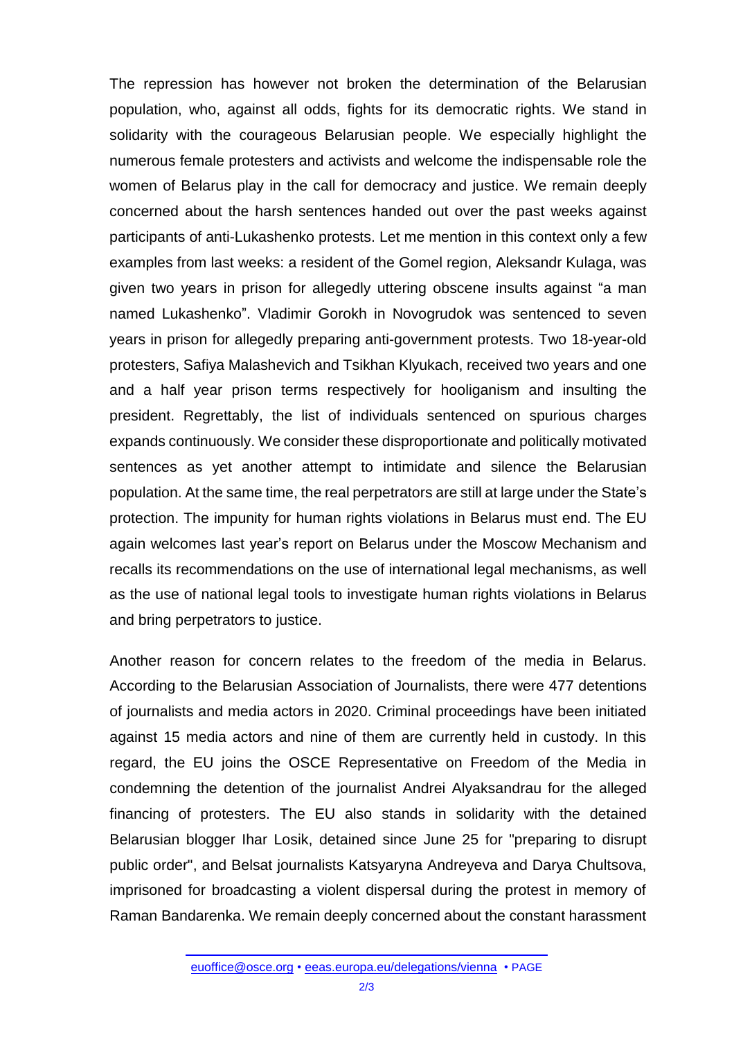The repression has however not broken the determination of the Belarusian population, who, against all odds, fights for its democratic rights. We stand in solidarity with the courageous Belarusian people. We especially highlight the numerous female protesters and activists and welcome the indispensable role the women of Belarus play in the call for democracy and justice. We remain deeply concerned about the harsh sentences handed out over the past weeks against participants of anti-Lukashenko protests. Let me mention in this context only a few examples from last weeks: a resident of the Gomel region, Aleksandr Kulaga, was given two years in prison for allegedly uttering obscene insults against "a man named Lukashenko". Vladimir Gorokh in Novogrudok was sentenced to seven years in prison for allegedly preparing anti-government protests. Two 18-year-old protesters, Safiya Malashevich and Tsikhan Klyukach, received two years and one and a half year prison terms respectively for hooliganism and insulting the president. Regrettably, the list of individuals sentenced on spurious charges expands continuously. We consider these disproportionate and politically motivated sentences as yet another attempt to intimidate and silence the Belarusian population. At the same time, the real perpetrators are still at large under the State's protection. The impunity for human rights violations in Belarus must end. The EU again welcomes last year's report on Belarus under the Moscow Mechanism and recalls its recommendations on the use of international legal mechanisms, as well as the use of national legal tools to investigate human rights violations in Belarus and bring perpetrators to justice.

Another reason for concern relates to the freedom of the media in Belarus. According to the Belarusian Association of Journalists, there were 477 detentions of journalists and media actors in 2020. Criminal proceedings have been initiated against 15 media actors and nine of them are currently held in custody. In this regard, the EU joins the OSCE Representative on Freedom of the Media in condemning the detention of the journalist Andrei Alyaksandrau for the alleged financing of protesters. The EU also stands in solidarity with the detained Belarusian blogger Ihar Losik, detained since June 25 for "preparing to disrupt public order", and Belsat journalists Katsyaryna Andreyeva and Darya Chultsova, imprisoned for broadcasting a violent dispersal during the protest in memory of Raman Bandarenka. We remain deeply concerned about the constant harassment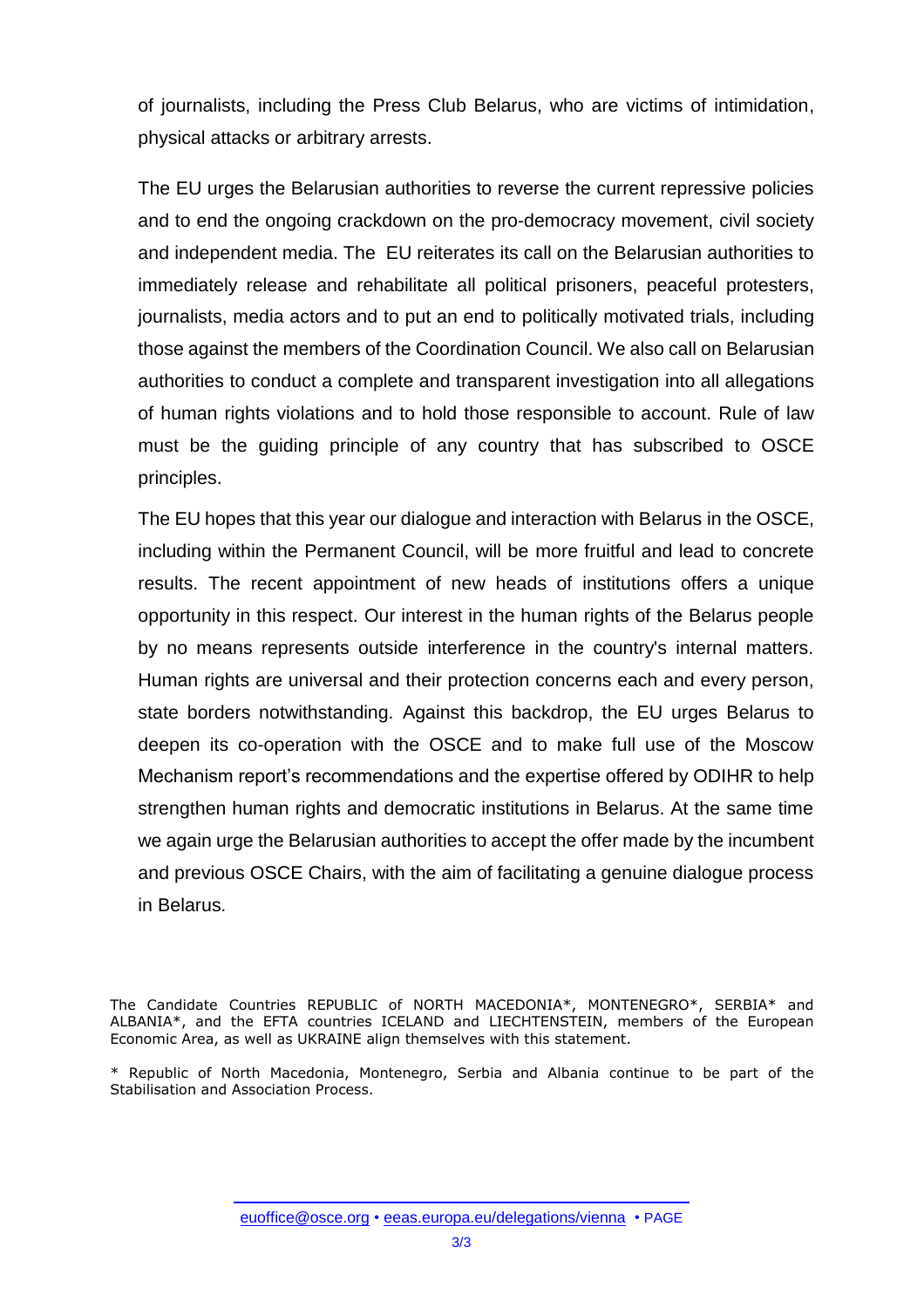of journalists, including the Press Club Belarus, who are victims of intimidation, physical attacks or arbitrary arrests.

The EU urges the Belarusian authorities to reverse the current repressive policies and to end the ongoing crackdown on the pro-democracy movement, civil society and independent media. The EU reiterates its call on the Belarusian authorities to immediately release and rehabilitate all political prisoners, peaceful protesters, journalists, media actors and to put an end to politically motivated trials, including those against the members of the Coordination Council. We also call on Belarusian authorities to conduct a complete and transparent investigation into all allegations of human rights violations and to hold those responsible to account. Rule of law must be the guiding principle of any country that has subscribed to OSCE principles.

The EU hopes that this year our dialogue and interaction with Belarus in the OSCE, including within the Permanent Council, will be more fruitful and lead to concrete results. The recent appointment of new heads of institutions offers a unique opportunity in this respect. Our interest in the human rights of the Belarus people by no means represents outside interference in the country's internal matters. Human rights are universal and their protection concerns each and every person, state borders notwithstanding. Against this backdrop, the EU urges Belarus to deepen its co-operation with the OSCE and to make full use of the Moscow Mechanism report's recommendations and the expertise offered by ODIHR to help strengthen human rights and democratic institutions in Belarus. At the same time we again urge the Belarusian authorities to accept the offer made by the incumbent and previous OSCE Chairs, with the aim of facilitating a genuine dialogue process in Belarus.

The Candidate Countries REPUBLIC of NORTH MACEDONIA*, MONTENEGRO*, SERBIA* and ALBANIA*, and the EFTA countries ICELAND and LIECHTENSTEIN, members of the European Economic Area, as well as UKRAINE align themselves with this statement.

* Republic of North Macedonia, Montenegro, Serbia and Albania continue to be part of the Stabilisation and Association Process.

euoffice@osce.org • eeas.europa.eu/delegations/vienna